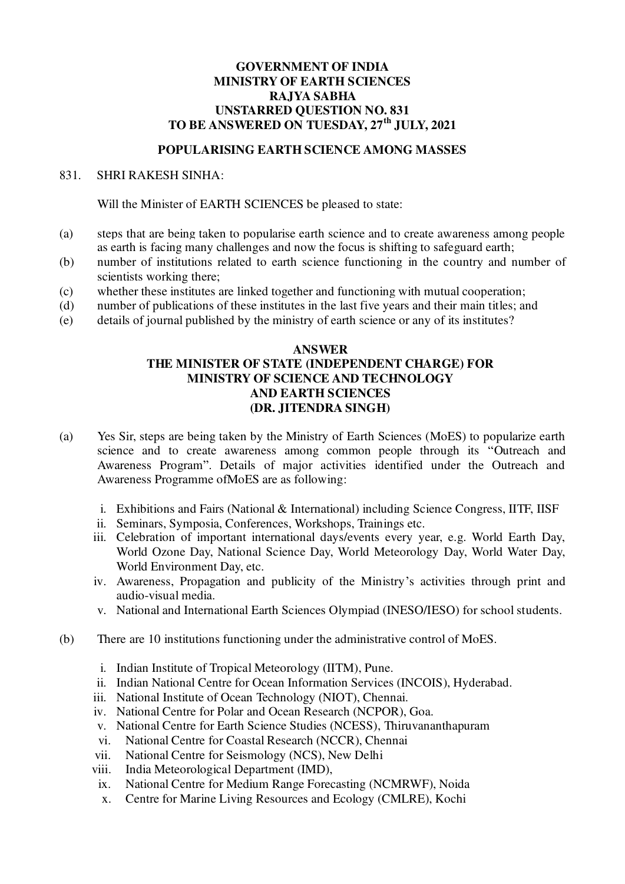**GOVERNMENT OF INDIA**
**MINISTRY OF EARTH SCIENCES**
**RAJYA SABHA**
**UNSTARRED QUESTION NO. 831**
**TO BE ANSWERED ON TUESDAY, 27th JULY, 2021**

## POPULARISING EARTH SCIENCE AMONG MASSES

831. SHRI RAKESH SINHA:

Will the Minister of EARTH SCIENCES be pleased to state:

(a) steps that are being taken to popularise earth science and to create awareness among people as earth is facing many challenges and now the focus is shifting to safeguard earth;
(b) number of institutions related to earth science functioning in the country and number of scientists working there;
(c) whether these institutes are linked together and functioning with mutual cooperation;
(d) number of publications of these institutes in the last five years and their main titles; and
(e) details of journal published by the ministry of earth science or any of its institutes?

**ANSWER**
**THE MINISTER OF STATE (INDEPENDENT CHARGE) FOR**
**MINISTRY OF SCIENCE AND TECHNOLOGY**
**AND EARTH SCIENCES**
**(DR. JITENDRA SINGH)**

(a) Yes Sir, steps are being taken by the Ministry of Earth Sciences (MoES) to popularize earth science and to create awareness among common people through its "Outreach and Awareness Program". Details of major activities identified under the Outreach and Awareness Programme ofMoES are as following:

i. Exhibitions and Fairs (National & International) including Science Congress, IITF, IISF
ii. Seminars, Symposia, Conferences, Workshops, Trainings etc.
iii. Celebration of important international days/events every year, e.g. World Earth Day, World Ozone Day, National Science Day, World Meteorology Day, World Water Day, World Environment Day, etc.
iv. Awareness, Propagation and publicity of the Ministry's activities through print and audio-visual media.
v. National and International Earth Sciences Olympiad (INESO/IESO) for school students.

(b) There are 10 institutions functioning under the administrative control of MoES.

i. Indian Institute of Tropical Meteorology (IITM), Pune.
ii. Indian National Centre for Ocean Information Services (INCOIS), Hyderabad.
iii. National Institute of Ocean Technology (NIOT), Chennai.
iv. National Centre for Polar and Ocean Research (NCPOR), Goa.
v. National Centre for Earth Science Studies (NCESS), Thiruvananthapuram
vi. National Centre for Coastal Research (NCCR), Chennai
vii. National Centre for Seismology (NCS), New Delhi
viii. India Meteorological Department (IMD),
ix. National Centre for Medium Range Forecasting (NCMRWF), Noida
x. Centre for Marine Living Resources and Ecology (CMLRE), Kochi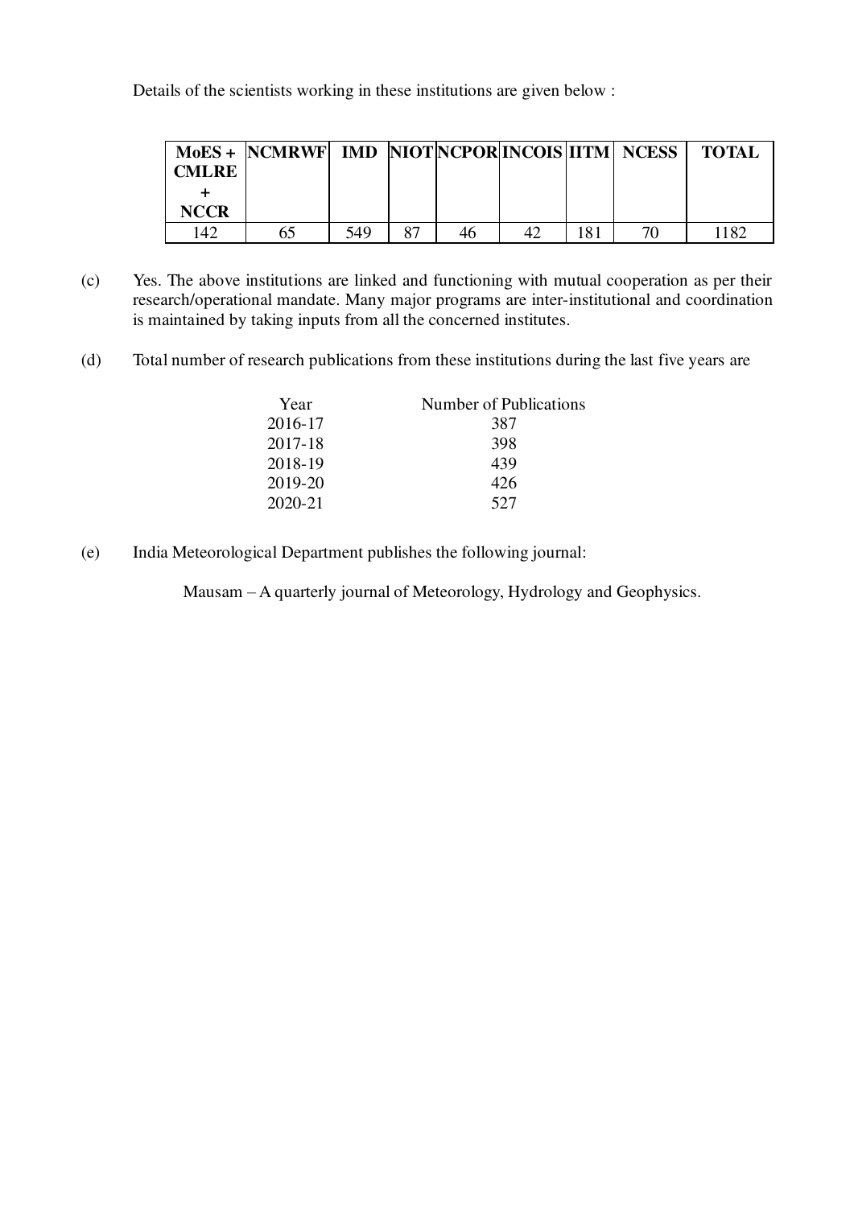Details of the scientists working in these institutions are given below :

| MoES + CMLRE + NCCR | NCMRWF | IMD | NIOT | NCPOR | INCOIS | IITM | NCESS | TOTAL |
|---|---|---|---|---|---|---|---|---|
| 142 | 65 | 549 | 87 | 46 | 42 | 181 | 70 | 1182 |

(c) Yes. The above institutions are linked and functioning with mutual cooperation as per their research/operational mandate. Many major programs are inter-institutional and coordination is maintained by taking inputs from all the concerned institutes.

(d) Total number of research publications from these institutions during the last five years are

| Year | Number of Publications |
|---|---|
| 2016-17 | 387 |
| 2017-18 | 398 |
| 2018-19 | 439 |
| 2019-20 | 426 |
| 2020-21 | 527 |

(e) India Meteorological Department publishes the following journal:

Mausam – A quarterly journal of Meteorology, Hydrology and Geophysics.